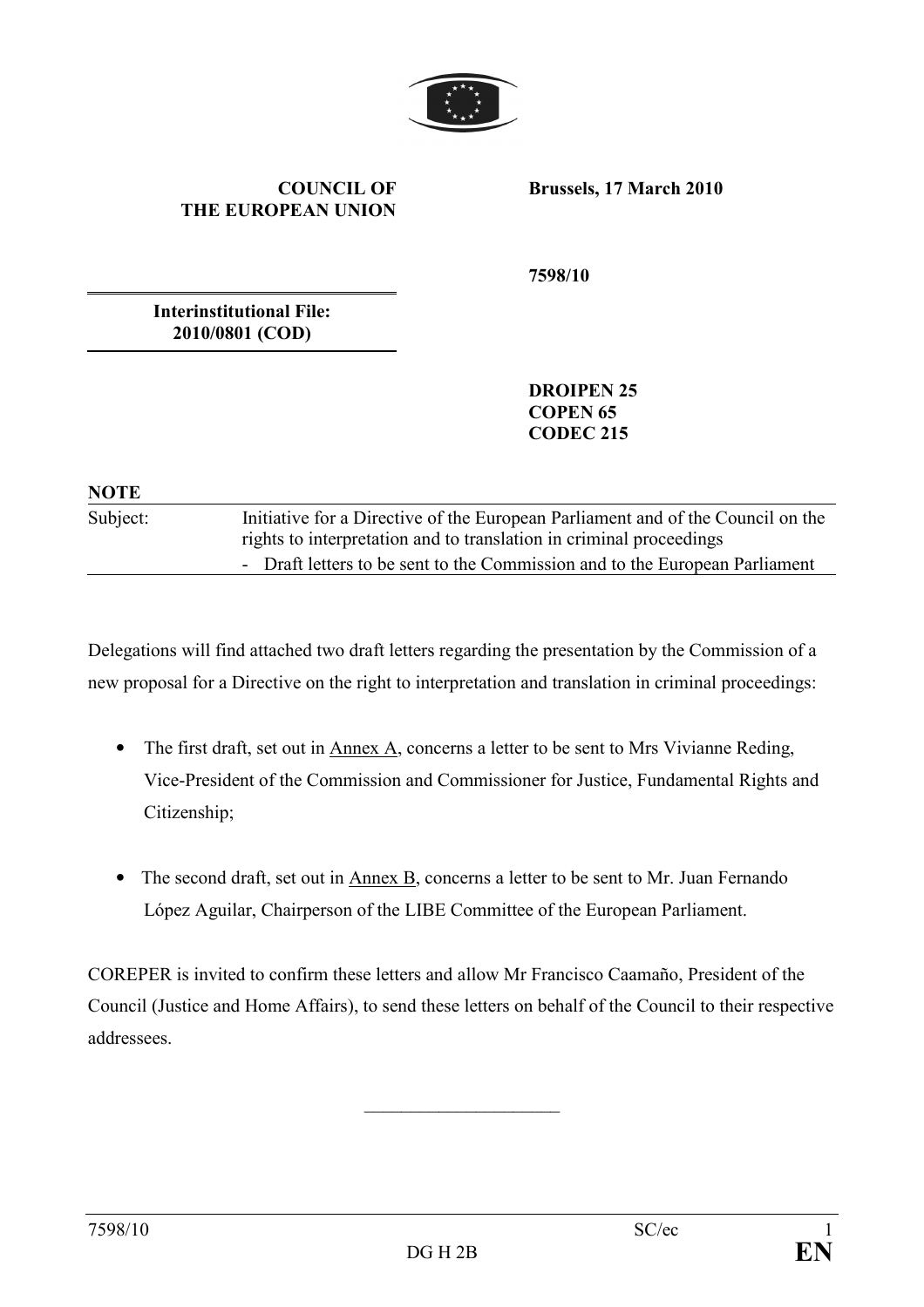**COUNCIL OF THE EUROPEAN UNION**

**Brussels, 17 March 2010**

**7598/10**

**Interinstitutional File: 2010/0801 (COD)**

**DROIPEN 25**
**COPEN 65**
**CODEC 215**

**NOTE**

| Subject: | Initiative for a Directive of the European Parliament and of the Council on the rights to interpretation and to translation in criminal proceedings<br>- Draft letters to be sent to the Commission and to the European Parliament |
|---|---|

Delegations will find attached two draft letters regarding the presentation by the Commission of a new proposal for a Directive on the right to interpretation and translation in criminal proceedings:

- The first draft, set out in Annex A, concerns a letter to be sent to Mrs Vivianne Reding, Vice-President of the Commission and Commissioner for Justice, Fundamental Rights and Citizenship;

- The second draft, set out in Annex B, concerns a letter to be sent to Mr. Juan Fernando López Aguilar, Chairperson of the LIBE Committee of the European Parliament.

COREPER is invited to confirm these letters and allow Mr Francisco Caamaño, President of the Council (Justice and Home Affairs), to send these letters on behalf of the Council to their respective addressees.

______________________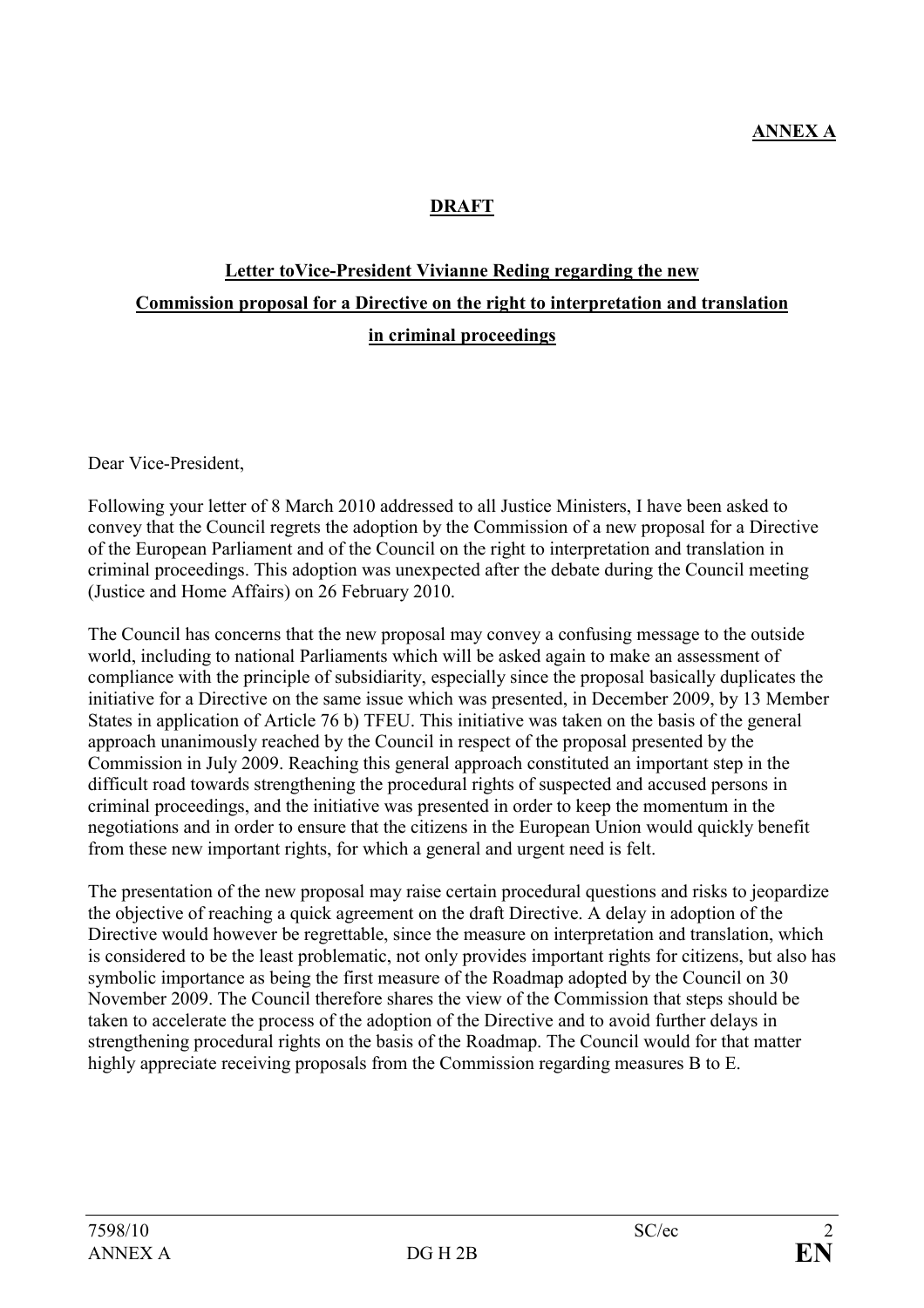**ANNEX A**

**DRAFT**

**Letter toVice-President Vivianne Reding regarding the new Commission proposal for a Directive on the right to interpretation and translation in criminal proceedings**

Dear Vice-President,

Following your letter of 8 March 2010 addressed to all Justice Ministers, I have been asked to convey that the Council regrets the adoption by the Commission of a new proposal for a Directive of the European Parliament and of the Council on the right to interpretation and translation in criminal proceedings. This adoption was unexpected after the debate during the Council meeting (Justice and Home Affairs) on 26 February 2010.

The Council has concerns that the new proposal may convey a confusing message to the outside world, including to national Parliaments which will be asked again to make an assessment of compliance with the principle of subsidiarity, especially since the proposal basically duplicates the initiative for a Directive on the same issue which was presented, in December 2009, by 13 Member States in application of Article 76 b) TFEU. This initiative was taken on the basis of the general approach unanimously reached by the Council in respect of the proposal presented by the Commission in July 2009. Reaching this general approach constituted an important step in the difficult road towards strengthening the procedural rights of suspected and accused persons in criminal proceedings, and the initiative was presented in order to keep the momentum in the negotiations and in order to ensure that the citizens in the European Union would quickly benefit from these new important rights, for which a general and urgent need is felt.

The presentation of the new proposal may raise certain procedural questions and risks to jeopardize the objective of reaching a quick agreement on the draft Directive. A delay in adoption of the Directive would however be regrettable, since the measure on interpretation and translation, which is considered to be the least problematic, not only provides important rights for citizens, but also has symbolic importance as being the first measure of the Roadmap adopted by the Council on 30 November 2009. The Council therefore shares the view of the Commission that steps should be taken to accelerate the process of the adoption of the Directive and to avoid further delays in strengthening procedural rights on the basis of the Roadmap. The Council would for that matter highly appreciate receiving proposals from the Commission regarding measures B to E.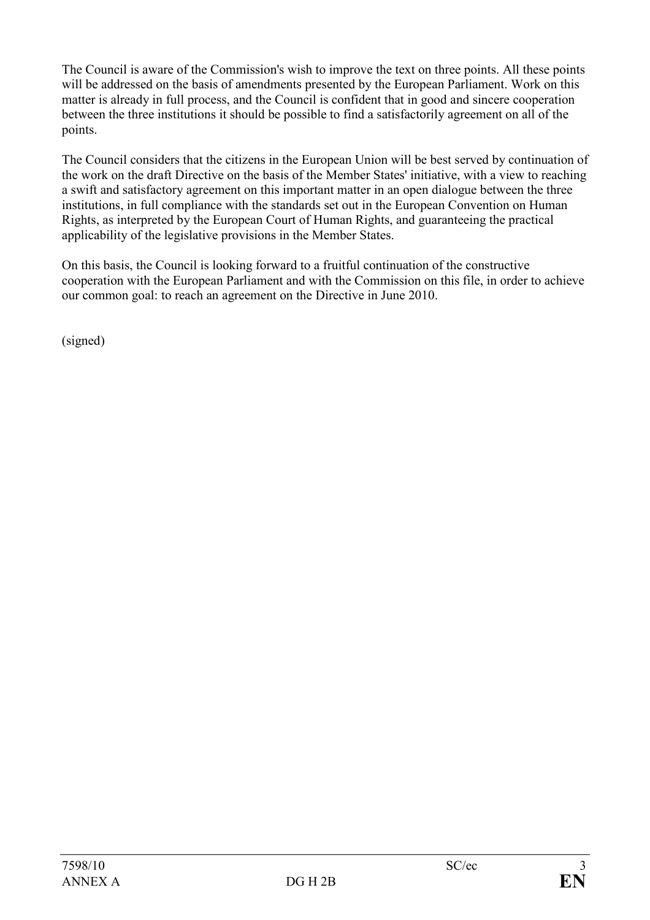The Council is aware of the Commission's wish to improve the text on three points. All these points will be addressed on the basis of amendments presented by the European Parliament. Work on this matter is already in full process, and the Council is confident that in good and sincere cooperation between the three institutions it should be possible to find a satisfactorily agreement on all of the points.

The Council considers that the citizens in the European Union will be best served by continuation of the work on the draft Directive on the basis of the Member States' initiative, with a view to reaching a swift and satisfactory agreement on this important matter in an open dialogue between the three institutions, in full compliance with the standards set out in the European Convention on Human Rights, as interpreted by the European Court of Human Rights, and guaranteeing the practical applicability of the legislative provisions in the Member States.

On this basis, the Council is looking forward to a fruitful continuation of the constructive cooperation with the European Parliament and with the Commission on this file, in order to achieve our common goal: to reach an agreement on the Directive in June 2010.

(signed)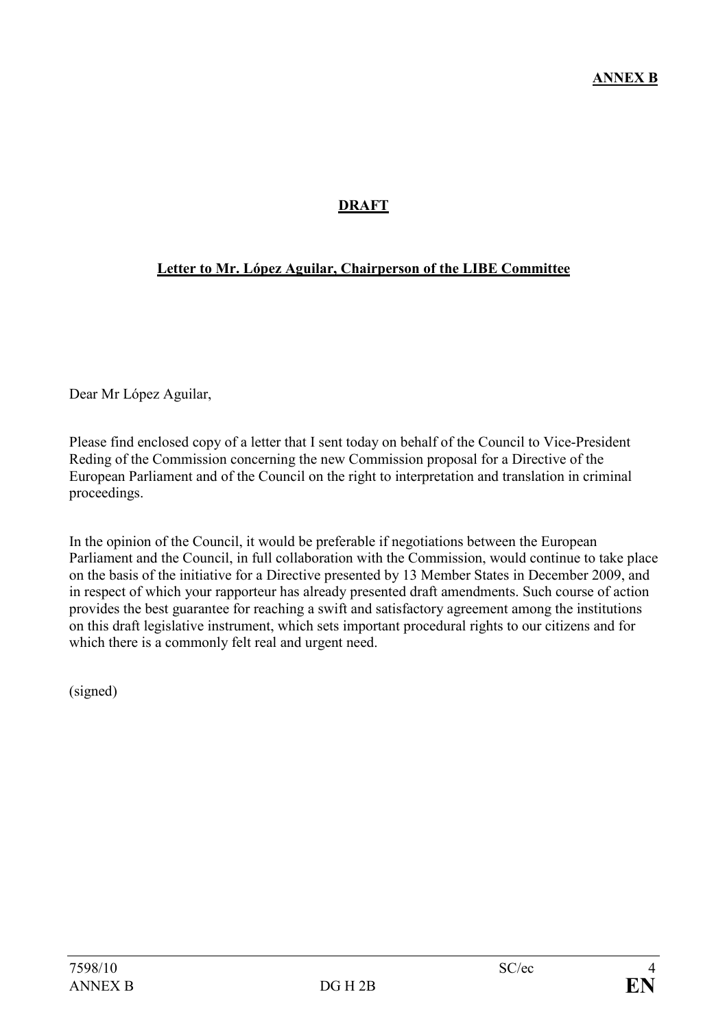**ANNEX B**

**DRAFT**

**Letter to Mr. López Aguilar, Chairperson of the LIBE Committee**

Dear Mr López Aguilar,

Please find enclosed copy of a letter that I sent today on behalf of the Council to Vice-President Reding of the Commission concerning the new Commission proposal for a Directive of the European Parliament and of the Council on the right to interpretation and translation in criminal proceedings.

In the opinion of the Council, it would be preferable if negotiations between the European Parliament and the Council, in full collaboration with the Commission, would continue to take place on the basis of the initiative for a Directive presented by 13 Member States in December 2009, and in respect of which your rapporteur has already presented draft amendments. Such course of action provides the best guarantee for reaching a swift and satisfactory agreement among the institutions on this draft legislative instrument, which sets important procedural rights to our citizens and for which there is a commonly felt real and urgent need.

(signed)